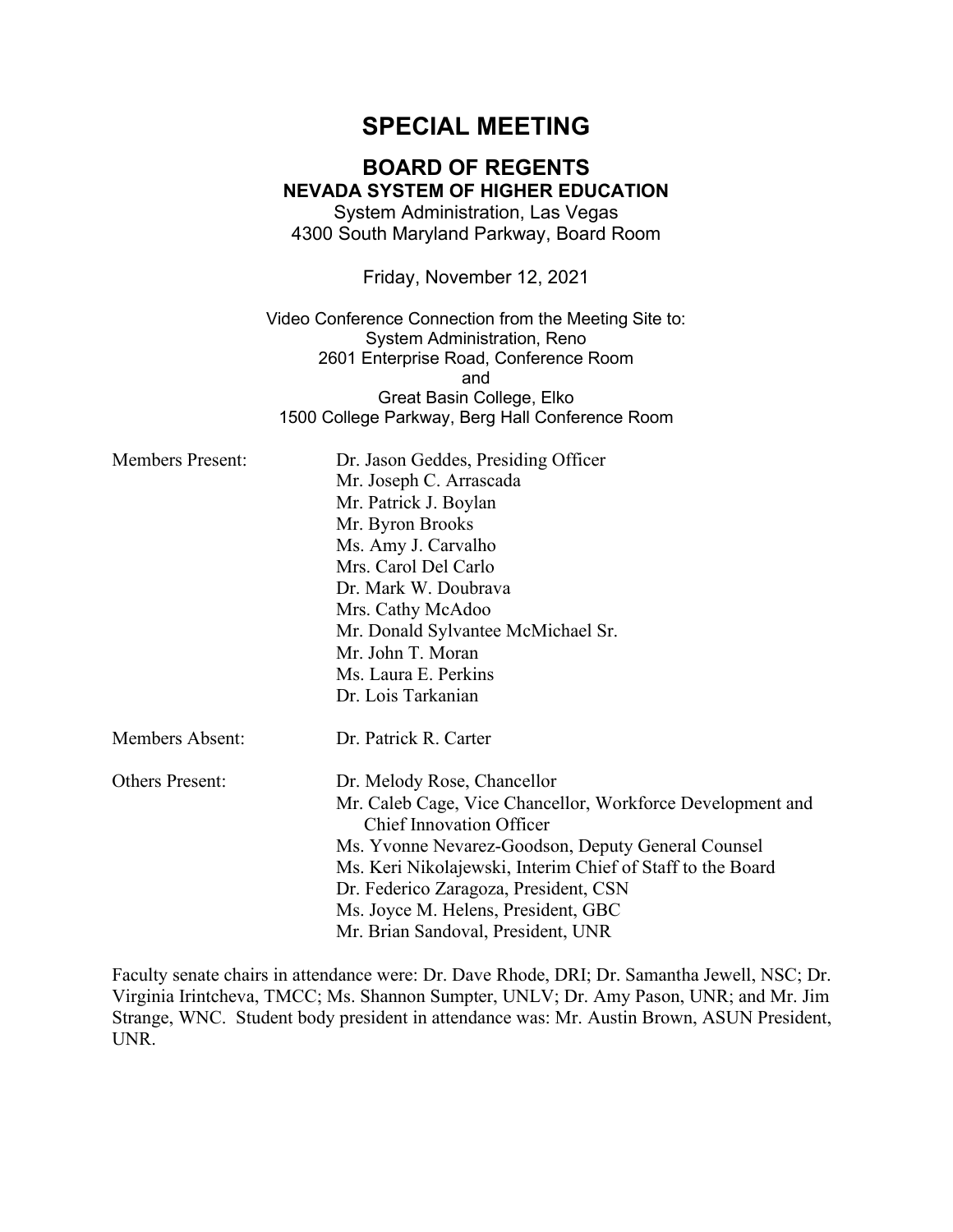# SPECIAL MEETING

## BOARD OF REGENTS

### NEVADA SYSTEM OF HIGHER EDUCATION

System Administration, Las Vegas
4300 South Maryland Parkway, Board Room

Friday, November 12, 2021

Video Conference Connection from the Meeting Site to:
System Administration, Reno
2601 Enterprise Road, Conference Room
and
Great Basin College, Elko
1500 College Parkway, Berg Hall Conference Room

Members Present:
- Dr. Jason Geddes, Presiding Officer
- Mr. Joseph C. Arrascada
- Mr. Patrick J. Boylan
- Mr. Byron Brooks
- Ms. Amy J. Carvalho
- Mrs. Carol Del Carlo
- Dr. Mark W. Doubrava
- Mrs. Cathy McAdoo
- Mr. Donald Sylvantee McMichael Sr.
- Mr. John T. Moran
- Ms. Laura E. Perkins
- Dr. Lois Tarkanian

Members Absent:
- Dr. Patrick R. Carter

Others Present:
- Dr. Melody Rose, Chancellor
- Mr. Caleb Cage, Vice Chancellor, Workforce Development and Chief Innovation Officer
- Ms. Yvonne Nevarez-Goodson, Deputy General Counsel
- Ms. Keri Nikolajewski, Interim Chief of Staff to the Board
- Dr. Federico Zaragoza, President, CSN
- Ms. Joyce M. Helens, President, GBC
- Mr. Brian Sandoval, President, UNR

Faculty senate chairs in attendance were: Dr. Dave Rhode, DRI; Dr. Samantha Jewell, NSC; Dr. Virginia Irintcheva, TMCC; Ms. Shannon Sumpter, UNLV; Dr. Amy Pason, UNR; and Mr. Jim Strange, WNC. Student body president in attendance was: Mr. Austin Brown, ASUN President, UNR.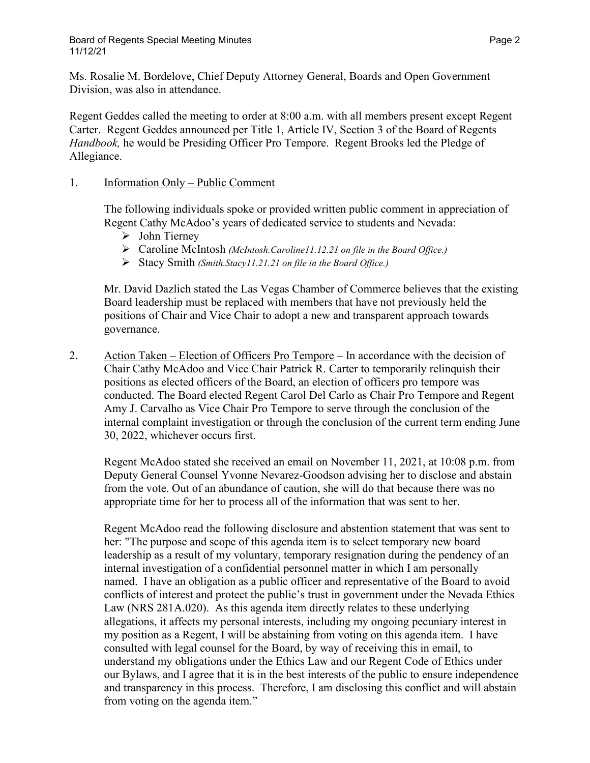Ms. Rosalie M. Bordelove, Chief Deputy Attorney General, Boards and Open Government Division, was also in attendance.

Regent Geddes called the meeting to order at 8:00 a.m. with all members present except Regent Carter. Regent Geddes announced per Title 1, Article IV, Section 3 of the Board of Regents *Handbook,* he would be Presiding Officer Pro Tempore. Regent Brooks led the Pledge of Allegiance.

1. Information Only – Public Comment

   The following individuals spoke or provided written public comment in appreciation of Regent Cathy McAdoo's years of dedicated service to students and Nevada:

   - John Tierney
   - Caroline McIntosh *(McIntosh.Caroline11.12.21 on file in the Board Office.)*
   - Stacy Smith *(Smith.Stacy11.21.21 on file in the Board Office.)*

   Mr. David Dazlich stated the Las Vegas Chamber of Commerce believes that the existing Board leadership must be replaced with members that have not previously held the positions of Chair and Vice Chair to adopt a new and transparent approach towards governance.

2. Action Taken – Election of Officers Pro Tempore – In accordance with the decision of Chair Cathy McAdoo and Vice Chair Patrick R. Carter to temporarily relinquish their positions as elected officers of the Board, an election of officers pro tempore was conducted. The Board elected Regent Carol Del Carlo as Chair Pro Tempore and Regent Amy J. Carvalho as Vice Chair Pro Tempore to serve through the conclusion of the internal complaint investigation or through the conclusion of the current term ending June 30, 2022, whichever occurs first.

   Regent McAdoo stated she received an email on November 11, 2021, at 10:08 p.m. from Deputy General Counsel Yvonne Nevarez-Goodson advising her to disclose and abstain from the vote. Out of an abundance of caution, she will do that because there was no appropriate time for her to process all of the information that was sent to her.

   Regent McAdoo read the following disclosure and abstention statement that was sent to her: "The purpose and scope of this agenda item is to select temporary new board leadership as a result of my voluntary, temporary resignation during the pendency of an internal investigation of a confidential personnel matter in which I am personally named. I have an obligation as a public officer and representative of the Board to avoid conflicts of interest and protect the public's trust in government under the Nevada Ethics Law (NRS 281A.020). As this agenda item directly relates to these underlying allegations, it affects my personal interests, including my ongoing pecuniary interest in my position as a Regent, I will be abstaining from voting on this agenda item. I have consulted with legal counsel for the Board, by way of receiving this in email, to understand my obligations under the Ethics Law and our Regent Code of Ethics under our Bylaws, and I agree that it is in the best interests of the public to ensure independence and transparency in this process. Therefore, I am disclosing this conflict and will abstain from voting on the agenda item."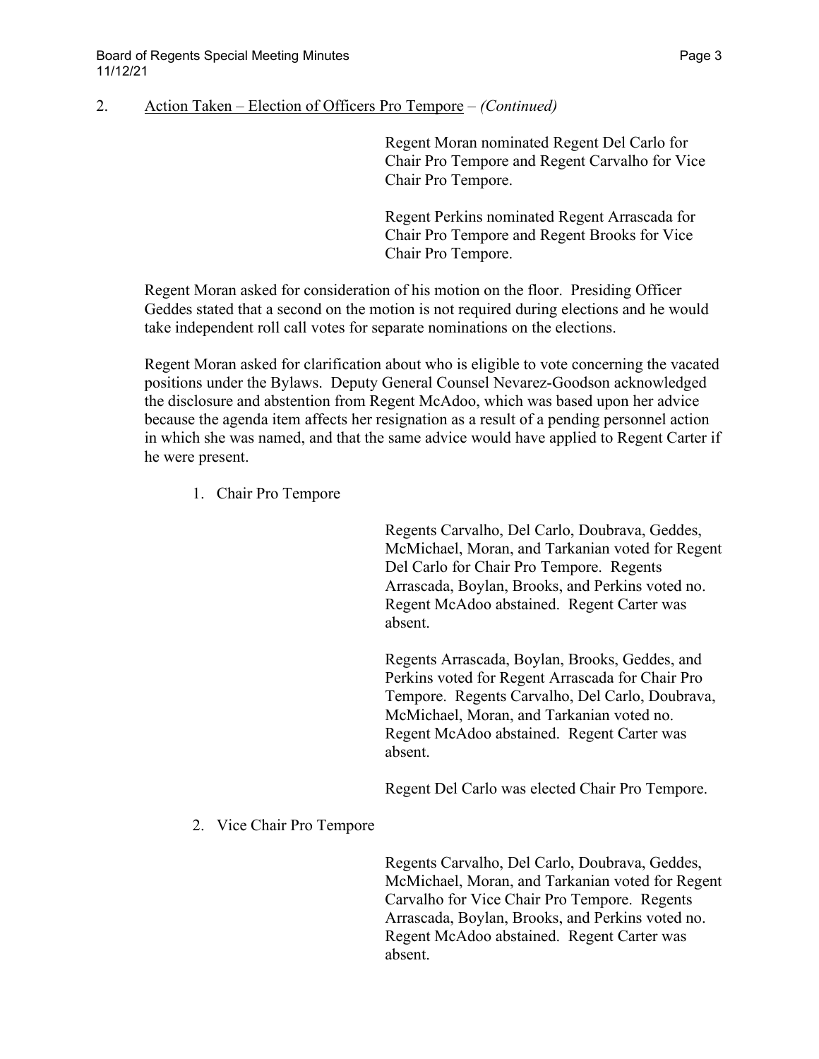2. Action Taken – Election of Officers Pro Tempore – *(Continued)*

Regent Moran nominated Regent Del Carlo for Chair Pro Tempore and Regent Carvalho for Vice Chair Pro Tempore.

Regent Perkins nominated Regent Arrascada for Chair Pro Tempore and Regent Brooks for Vice Chair Pro Tempore.

Regent Moran asked for consideration of his motion on the floor. Presiding Officer Geddes stated that a second on the motion is not required during elections and he would take independent roll call votes for separate nominations on the elections.

Regent Moran asked for clarification about who is eligible to vote concerning the vacated positions under the Bylaws. Deputy General Counsel Nevarez-Goodson acknowledged the disclosure and abstention from Regent McAdoo, which was based upon her advice because the agenda item affects her resignation as a result of a pending personnel action in which she was named, and that the same advice would have applied to Regent Carter if he were present.

1. Chair Pro Tempore

Regents Carvalho, Del Carlo, Doubrava, Geddes, McMichael, Moran, and Tarkanian voted for Regent Del Carlo for Chair Pro Tempore. Regents Arrascada, Boylan, Brooks, and Perkins voted no. Regent McAdoo abstained. Regent Carter was absent.

Regents Arrascada, Boylan, Brooks, Geddes, and Perkins voted for Regent Arrascada for Chair Pro Tempore. Regents Carvalho, Del Carlo, Doubrava, McMichael, Moran, and Tarkanian voted no. Regent McAdoo abstained. Regent Carter was absent.

Regent Del Carlo was elected Chair Pro Tempore.

2. Vice Chair Pro Tempore

Regents Carvalho, Del Carlo, Doubrava, Geddes, McMichael, Moran, and Tarkanian voted for Regent Carvalho for Vice Chair Pro Tempore. Regents Arrascada, Boylan, Brooks, and Perkins voted no. Regent McAdoo abstained. Regent Carter was absent.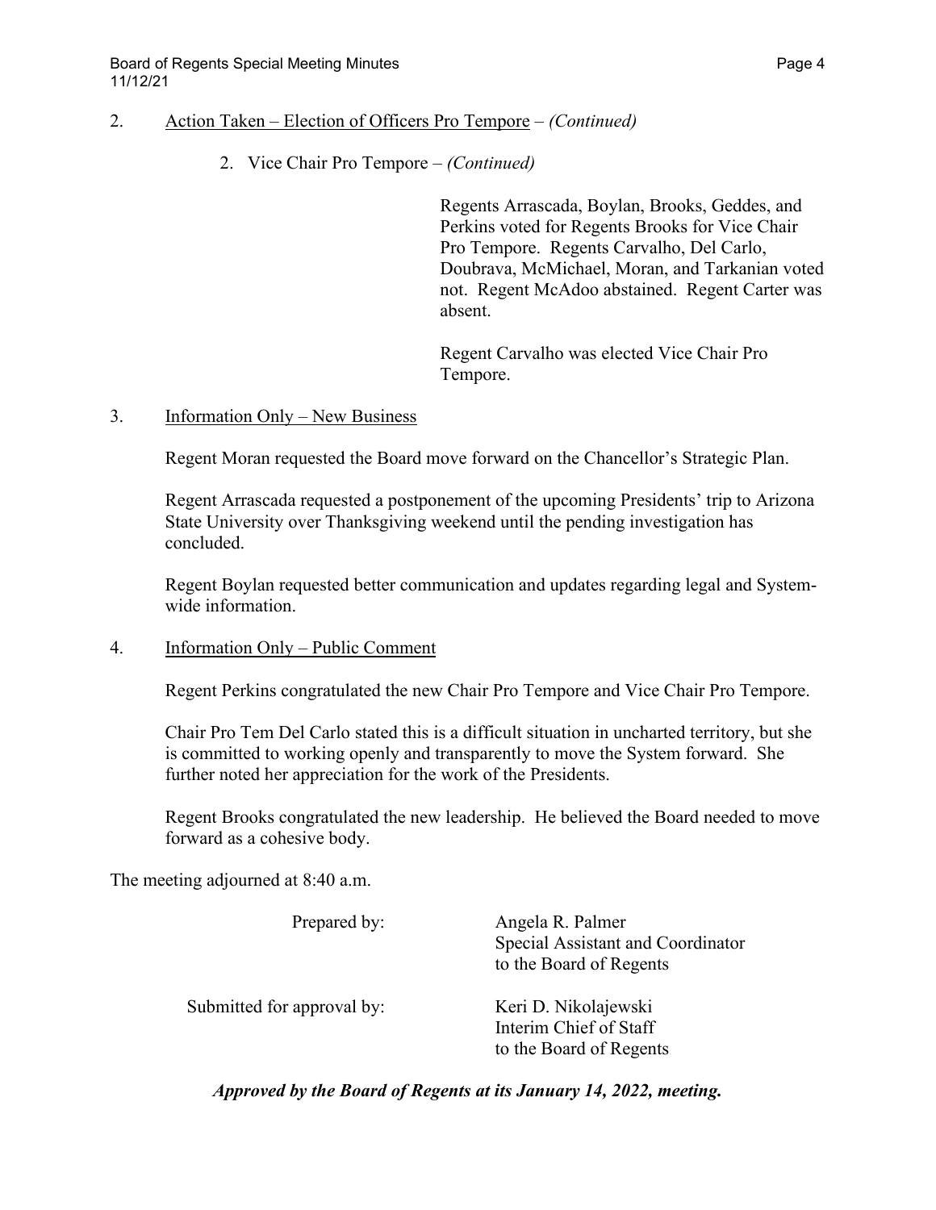2. Action Taken – Election of Officers Pro Tempore – *(Continued)*

2. Vice Chair Pro Tempore – *(Continued)*

Regents Arrascada, Boylan, Brooks, Geddes, and Perkins voted for Regents Brooks for Vice Chair Pro Tempore. Regents Carvalho, Del Carlo, Doubrava, McMichael, Moran, and Tarkanian voted not. Regent McAdoo abstained. Regent Carter was absent.

Regent Carvalho was elected Vice Chair Pro Tempore.

3. Information Only – New Business

Regent Moran requested the Board move forward on the Chancellor's Strategic Plan.

Regent Arrascada requested a postponement of the upcoming Presidents' trip to Arizona State University over Thanksgiving weekend until the pending investigation has concluded.

Regent Boylan requested better communication and updates regarding legal and System-wide information.

4. Information Only – Public Comment

Regent Perkins congratulated the new Chair Pro Tempore and Vice Chair Pro Tempore.

Chair Pro Tem Del Carlo stated this is a difficult situation in uncharted territory, but she is committed to working openly and transparently to move the System forward. She further noted her appreciation for the work of the Presidents.

Regent Brooks congratulated the new leadership. He believed the Board needed to move forward as a cohesive body.

The meeting adjourned at 8:40 a.m.

Prepared by: Angela R. Palmer
Special Assistant and Coordinator
to the Board of Regents

Submitted for approval by: Keri D. Nikolajewski
Interim Chief of Staff
to the Board of Regents

***Approved by the Board of Regents at its January 14, 2022, meeting.***